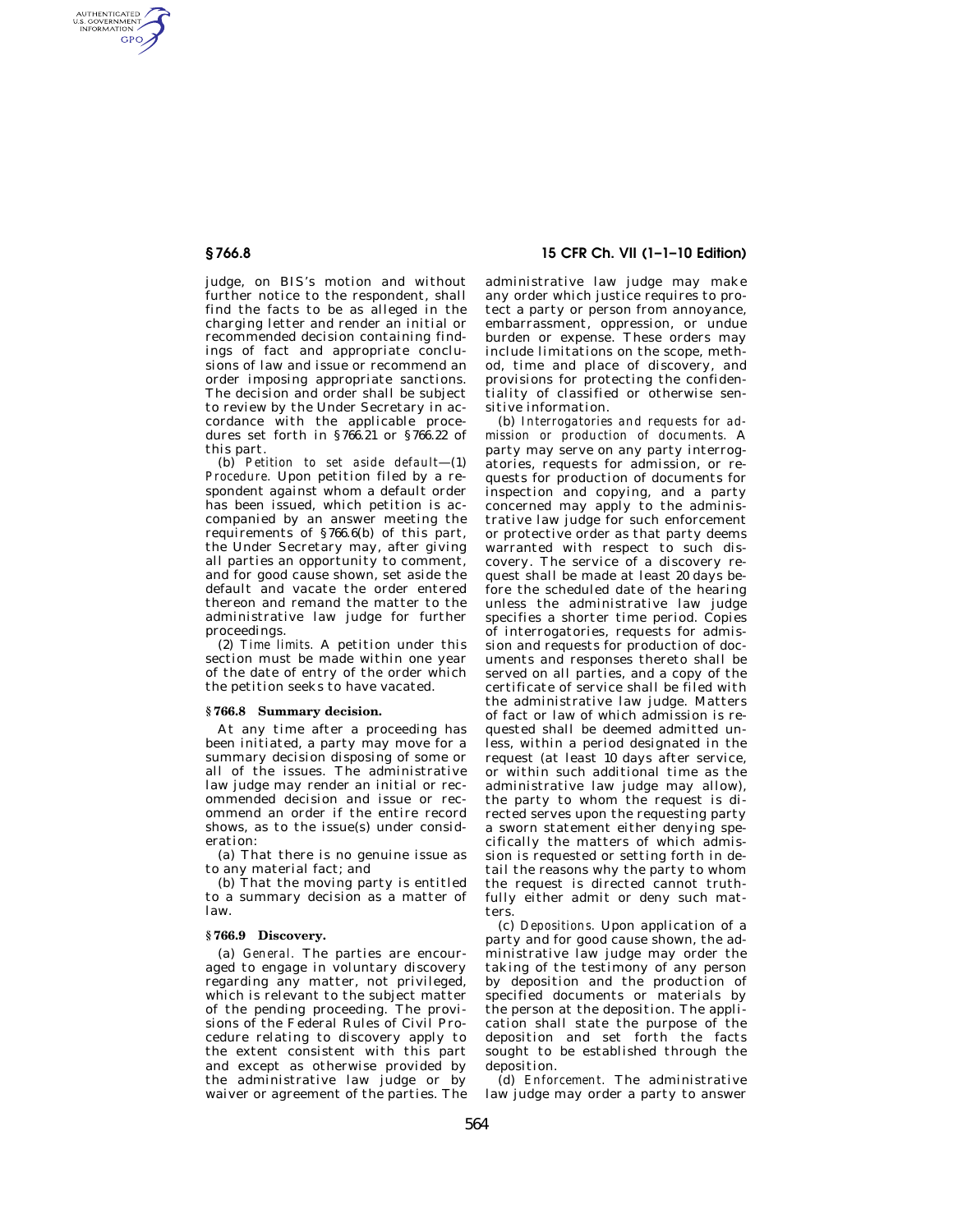judge, on BIS's motion and without further notice to the respondent, shall find the facts to be as alleged in the charging letter and render an initial or recommended decision containing findings of fact and appropriate conclusions of law and issue or recommend an order imposing appropriate sanctions. The decision and order shall be subject to review by the Under Secretary in accordance with the applicable procedures set forth in §766.21 or §766.22 of this part.

(b) *Petition to set aside default*—(1) *Procedure.* Upon petition filed by a respondent against whom a default order has been issued, which petition is accompanied by an answer meeting the requirements of §766.6(b) of this part, the Under Secretary may, after giving all parties an opportunity to comment, and for good cause shown, set aside the default and vacate the order entered thereon and remand the matter to the administrative law judge for further proceedings.

(2) *Time limits.* A petition under this section must be made within one year of the date of entry of the order which the petition seeks to have vacated.

## §766.8 Summary decision.

At any time after a proceeding has been initiated, a party may move for a summary decision disposing of some or all of the issues. The administrative law judge may render an initial or recommended decision and issue or recommend an order if the entire record shows, as to the issue(s) under consideration:

(a) That there is no genuine issue as to any material fact; and

(b) That the moving party is entitled to a summary decision as a matter of law.

## §766.9 Discovery.

(a) *General.* The parties are encouraged to engage in voluntary discovery regarding any matter, not privileged, which is relevant to the subject matter of the pending proceeding. The provisions of the Federal Rules of Civil Procedure relating to discovery apply to the extent consistent with this part and except as otherwise provided by the administrative law judge or by waiver or agreement of the parties. The administrative law judge may make any order which justice requires to protect a party or person from annoyance, embarrassment, oppression, or undue burden or expense. These orders may include limitations on the scope, method, time and place of discovery, and provisions for protecting the confidentiality of classified or otherwise sensitive information.

(b) *Interrogatories and requests for admission or production of documents.* A party may serve on any party interrogatories, requests for admission, or requests for production of documents for inspection and copying, and a party concerned may apply to the administrative law judge for such enforcement or protective order as that party deems warranted with respect to such discovery. The service of a discovery request shall be made at least 20 days before the scheduled date of the hearing unless the administrative law judge specifies a shorter time period. Copies of interrogatories, requests for admission and requests for production of documents and responses thereto shall be served on all parties, and a copy of the certificate of service shall be filed with the administrative law judge. Matters of fact or law of which admission is requested shall be deemed admitted unless, within a period designated in the request (at least 10 days after service, or within such additional time as the administrative law judge may allow), the party to whom the request is directed serves upon the requesting party a sworn statement either denying specifically the matters of which admission is requested or setting forth in detail the reasons why the party to whom the request is directed cannot truthfully either admit or deny such matters.

(c) *Depositions.* Upon application of a party and for good cause shown, the administrative law judge may order the taking of the testimony of any person by deposition and the production of specified documents or materials by the person at the deposition. The application shall state the purpose of the deposition and set forth the facts sought to be established through the deposition.

(d) *Enforcement.* The administrative law judge may order a party to answer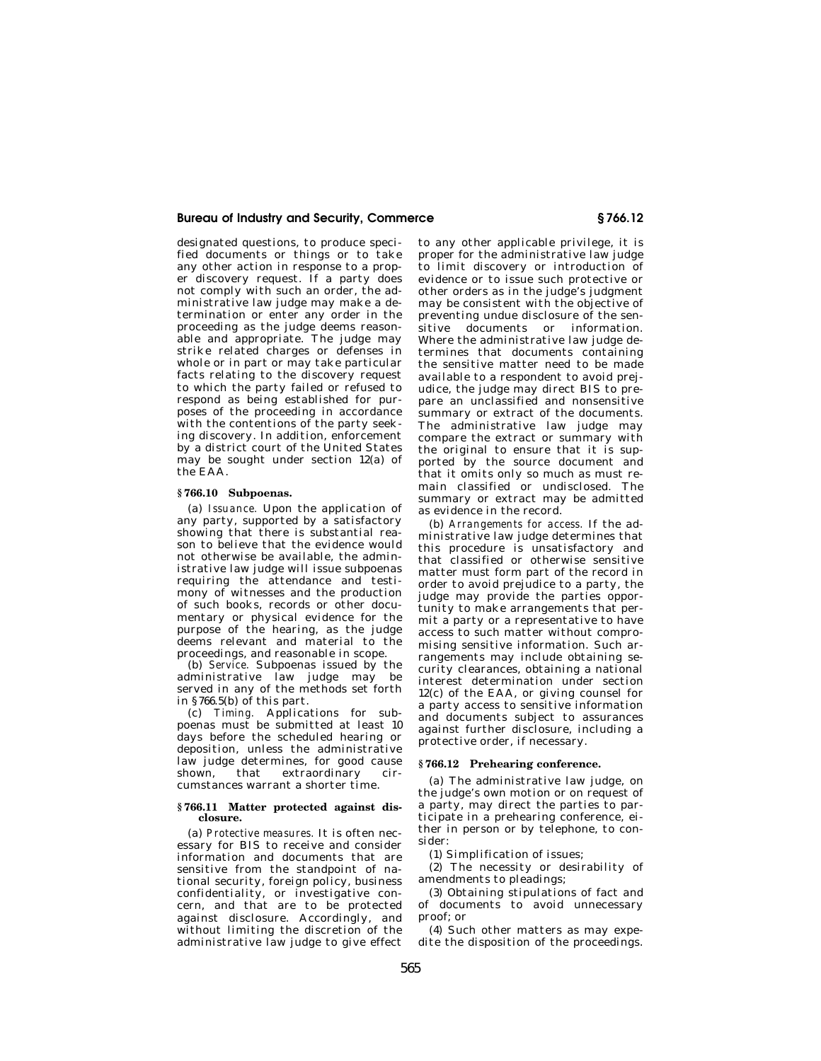designated questions, to produce specified documents or things or to take any other action in response to a proper discovery request. If a party does not comply with such an order, the administrative law judge may make a determination or enter any order in the proceeding as the judge deems reasonable and appropriate. The judge may strike related charges or defenses in whole or in part or may take particular facts relating to the discovery request to which the party failed or refused to respond as being established for purposes of the proceeding in accordance with the contentions of the party seeking discovery. In addition, enforcement by a district court of the United States may be sought under section 12(a) of the EAA.

### § 766.10 Subpoenas.

(a) *Issuance.* Upon the application of any party, supported by a satisfactory showing that there is substantial reason to believe that the evidence would not otherwise be available, the administrative law judge will issue subpoenas requiring the attendance and testimony of witnesses and the production of such books, records or other documentary or physical evidence for the purpose of the hearing, as the judge deems relevant and material to the proceedings, and reasonable in scope.

(b) *Service.* Subpoenas issued by the administrative law judge may be served in any of the methods set forth in §766.5(b) of this part.

(c) *Timing.* Applications for subpoenas must be submitted at least 10 days before the scheduled hearing or deposition, unless the administrative law judge determines, for good cause shown, that extraordinary circumstances warrant a shorter time.

### § 766.11 Matter protected against disclosure.

(a) *Protective measures.* It is often necessary for BIS to receive and consider information and documents that are sensitive from the standpoint of national security, foreign policy, business confidentiality, or investigative concern, and that are to be protected against disclosure. Accordingly, and without limiting the discretion of the administrative law judge to give effect to any other applicable privilege, it is proper for the administrative law judge to limit discovery or introduction of evidence or to issue such protective or other orders as in the judge's judgment may be consistent with the objective of preventing undue disclosure of the sensitive documents or information. Where the administrative law judge determines that documents containing the sensitive matter need to be made available to a respondent to avoid prejudice, the judge may direct BIS to prepare an unclassified and nonsensitive summary or extract of the documents. The administrative law judge may compare the extract or summary with the original to ensure that it is supported by the source document and that it omits only so much as must remain classified or undisclosed. The summary or extract may be admitted as evidence in the record.

(b) *Arrangements for access.* If the administrative law judge determines that this procedure is unsatisfactory and that classified or otherwise sensitive matter must form part of the record in order to avoid prejudice to a party, the judge may provide the parties opportunity to make arrangements that permit a party or a representative to have access to such matter without compromising sensitive information. Such arrangements may include obtaining security clearances, obtaining a national interest determination under section 12(c) of the EAA, or giving counsel for a party access to sensitive information and documents subject to assurances against further disclosure, including a protective order, if necessary.

### § 766.12 Prehearing conference.

(a) The administrative law judge, on the judge's own motion or on request of a party, may direct the parties to participate in a prehearing conference, either in person or by telephone, to consider:

(1) Simplification of issues;

(2) The necessity or desirability of amendments to pleadings;

(3) Obtaining stipulations of fact and of documents to avoid unnecessary proof; or

(4) Such other matters as may expedite the disposition of the proceedings.